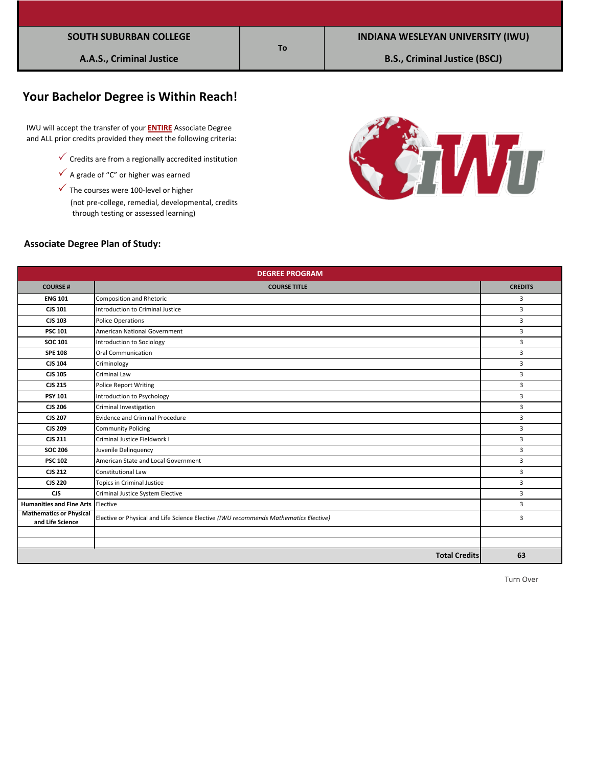| SOUTH SUBURBAN COLLEGE | To | INDIANA WESLEYAN UNIVERSITY (IWU) |
|---|---|---|
| A.A.S., Criminal Justice | | B.S., Criminal Justice (BSCJ) |

## Your Bachelor Degree is Within Reach!

IWU will accept the transfer of your **ENTIRE** Associate Degree and ALL prior credits provided they meet the following criteria:

- ✓ Credits are from a regionally accredited institution
- ✓ A grade of "C" or higher was earned
- ✓ The courses were 100-level or higher (not pre-college, remedial, developmental, credits through testing or assessed learning)

### Associate Degree Plan of Study:

| DEGREE PROGRAM | | |
|---|---|---|
| **COURSE #** | **COURSE TITLE** | **CREDITS** |
| **ENG 101** | Composition and Rhetoric | 3 |
| **CJS 101** | Introduction to Criminal Justice | 3 |
| **CJS 103** | Police Operations | 3 |
| **PSC 101** | American National Government | 3 |
| **SOC 101** | Introduction to Sociology | 3 |
| **SPE 108** | Oral Communication | 3 |
| **CJS 104** | Criminology | 3 |
| **CJS 105** | Criminal Law | 3 |
| **CJS 215** | Police Report Writing | 3 |
| **PSY 101** | Introduction to Psychology | 3 |
| **CJS 206** | Criminal Investigation | 3 |
| **CJS 207** | Evidence and Criminal Procedure | 3 |
| **CJS 209** | Community Policing | 3 |
| **CJS 211** | Criminal Justice Fieldwork I | 3 |
| **SOC 206** | Juvenile Delinquency | 3 |
| **PSC 102** | American State and Local Government | 3 |
| **CJS 212** | Constitutional Law | 3 |
| **CJS 220** | Topics in Criminal Justice | 3 |
| **CJS** | Criminal Justice System Elective | 3 |
| **Humanities and Fine Arts** | Elective | 3 |
| **Mathematics or Physical and Life Science** | Elective or Physical and Life Science Elective *(IWU recommends Mathematics Elective)* | 3 |
| | | |
| | | |
| | **Total Credits** | **63** |

Turn Over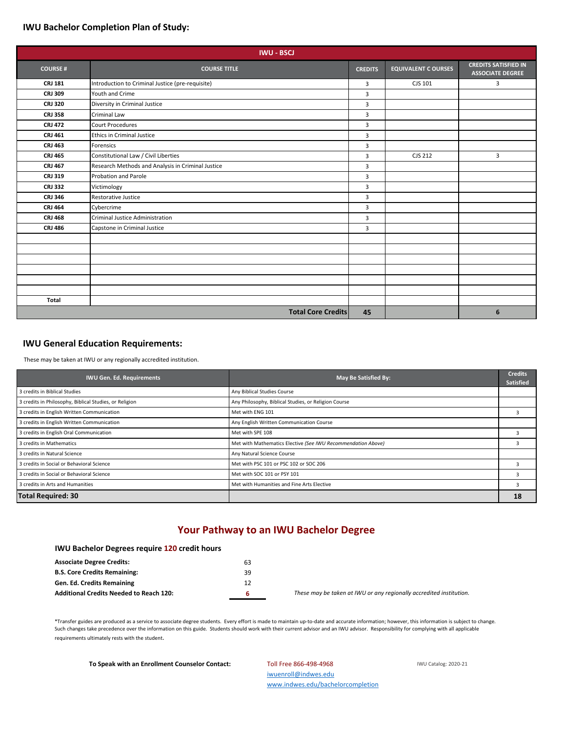## IWU Bachelor Completion Plan of Study:

| IWU - BSCJ | | | | |
|---|---|---|---|---|
| COURSE # | COURSE TITLE | CREDITS | EQUIVALENT C OURSES | CREDITS SATISFIED IN ASSOCIATE DEGREE |
| CRJ 181 | Introduction to Criminal Justice (pre-requisite) | 3 | CJS 101 | 3 |
| CRJ 309 | Youth and Crime | 3 | | |
| CRJ 320 | Diversity in Criminal Justice | 3 | | |
| CRJ 358 | Criminal Law | 3 | | |
| CRJ 472 | Court Procedures | 3 | | |
| CRJ 461 | Ethics in Criminal Justice | 3 | | |
| CRJ 463 | Forensics | 3 | | |
| CRJ 465 | Constitutional Law / Civil Liberties | 3 | CJS 212 | 3 |
| CRJ 467 | Research Methods and Analysis in Criminal Justice | 3 | | |
| CRJ 319 | Probation and Parole | 3 | | |
| CRJ 332 | Victimology | 3 | | |
| CRJ 346 | Restorative Justice | 3 | | |
| CRJ 464 | Cybercrime | 3 | | |
| CRJ 468 | Criminal Justice Administration | 3 | | |
| CRJ 486 | Capstone in Criminal Justice | 3 | | |
| | | | | |
| | | | | |
| | | | | |
| | | | | |
| | | | | |
| | | | | |
| Total | | | | |
| | Total Core Credits | 45 | | 6 |

## IWU General Education Requirements:

These may be taken at IWU or any regionally accredited institution.

| IWU Gen. Ed. Requirements | May Be Satisfied By: | Credits Satisfied |
|---|---|---|
| 3 credits in Biblical Studies | Any Biblical Studies Course | |
| 3 credits in Philosophy, Biblical Studies, or Religion | Any Philosophy, Biblical Studies, or Religion Course | |
| 3 credits in English Written Communication | Met with ENG 101 | 3 |
| 3 credits in English Written Communication | Any English Written Communication Course | |
| 3 credits in English Oral Communication | Met with SPE 108 | 3 |
| 3 credits in Mathematics | Met with Mathematics Elective *(See IWU Recommendation Above)* | 3 |
| 3 credits in Natural Science | Any Natural Science Course | |
| 3 credits in Social or Behavioral Science | Met with PSC 101 or PSC 102 or SOC 206 | 3 |
| 3 credits in Social or Behavioral Science | Met with SOC 101 or PSY 101 | 3 |
| 3 credits in Arts and Humanities | Met with Humanities and Fine Arts Elective | 3 |
| **Total Required: 30** | | **18** |

## Your Pathway to an IWU Bachelor Degree

**IWU Bachelor Degrees require 120 credit hours**

| | |
|---|---|
| **Associate Degree Credits:** | 63 |
| **B.S. Core Credits Remaining:** | 39 |
| **Gen. Ed. Credits Remaining** | 12 |
| **Additional Credits Needed to Reach 120:** | **6** |

*These may be taken at IWU or any regionally accredited institution.*

*Transfer guides are produced as a service to associate degree students. Every effort is made to maintain up-to-date and accurate information; however, this information is subject to change. Such changes take precedence over the information on this guide. Students should work with their current advisor and an IWU advisor. Responsibility for complying with all applicable requirements ultimately rests with the student.

**To Speak with an Enrollment Counselor Contact:** Toll Free 866-498-4968
iwuenroll@indwes.edu
www.indwes.edu/bachelorcompletion

IWU Catalog: 2020-21